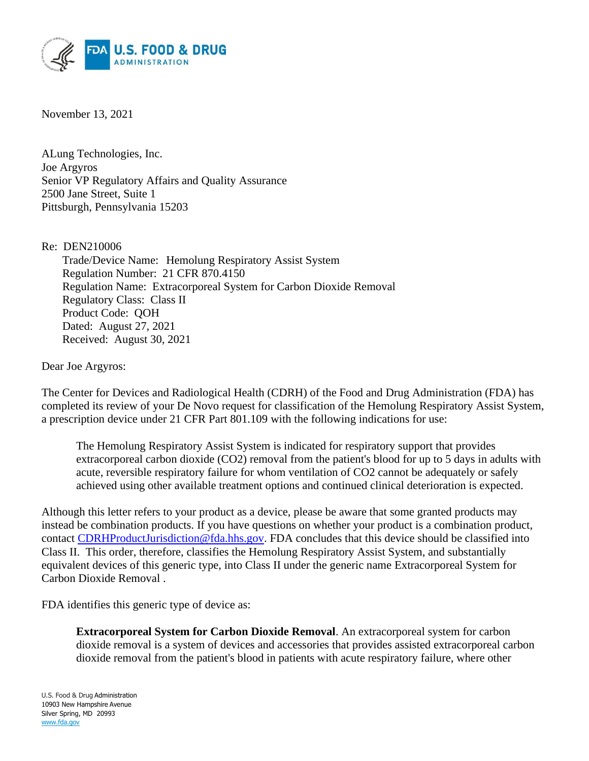November 13, 2021

ALung Technologies, Inc.
Joe Argyros
Senior VP Regulatory Affairs and Quality Assurance
2500 Jane Street, Suite 1
Pittsburgh, Pennsylvania 15203

Re: DEN210006
Trade/Device Name: Hemolung Respiratory Assist System
Regulation Number: 21 CFR 870.4150
Regulation Name: Extracorporeal System for Carbon Dioxide Removal
Regulatory Class: Class II
Product Code: QOH
Dated: August 27, 2021
Received: August 30, 2021

Dear Joe Argyros:

The Center for Devices and Radiological Health (CDRH) of the Food and Drug Administration (FDA) has completed its review of your De Novo request for classification of the Hemolung Respiratory Assist System, a prescription device under 21 CFR Part 801.109 with the following indications for use:

> The Hemolung Respiratory Assist System is indicated for respiratory support that provides extracorporeal carbon dioxide ($CO_2$) removal from the patient's blood for up to 5 days in adults with acute, reversible respiratory failure for whom ventilation of $CO_2$ cannot be adequately or safely achieved using other available treatment options and continued clinical deterioration is expected.

Although this letter refers to your product as a device, please be aware that some granted products may instead be combination products. If you have questions on whether your product is a combination product, contact CDRHProductJurisdiction@fda.hhs.gov. FDA concludes that this device should be classified into Class II. This order, therefore, classifies the Hemolung Respiratory Assist System, and substantially equivalent devices of this generic type, into Class II under the generic name Extracorporeal System for Carbon Dioxide Removal .

FDA identifies this generic type of device as:

> **Extracorporeal System for Carbon Dioxide Removal**. An extracorporeal system for carbon dioxide removal is a system of devices and accessories that provides assisted extracorporeal carbon dioxide removal from the patient's blood in patients with acute respiratory failure, where other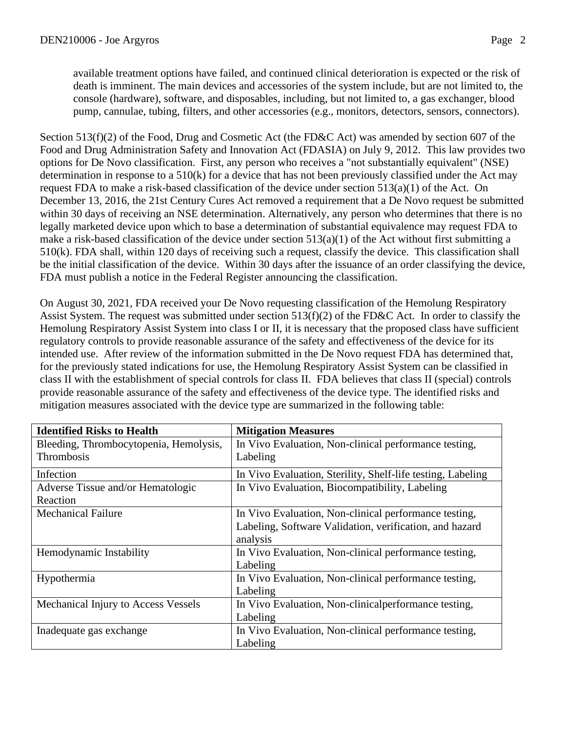available treatment options have failed, and continued clinical deterioration is expected or the risk of death is imminent. The main devices and accessories of the system include, but are not limited to, the console (hardware), software, and disposables, including, but not limited to, a gas exchanger, blood pump, cannulae, tubing, filters, and other accessories (e.g., monitors, detectors, sensors, connectors).

Section 513(f)(2) of the Food, Drug and Cosmetic Act (the FD&C Act) was amended by section 607 of the Food and Drug Administration Safety and Innovation Act (FDASIA) on July 9, 2012. This law provides two options for De Novo classification. First, any person who receives a "not substantially equivalent" (NSE) determination in response to a 510(k) for a device that has not been previously classified under the Act may request FDA to make a risk-based classification of the device under section 513(a)(1) of the Act. On December 13, 2016, the 21st Century Cures Act removed a requirement that a De Novo request be submitted within 30 days of receiving an NSE determination. Alternatively, any person who determines that there is no legally marketed device upon which to base a determination of substantial equivalence may request FDA to make a risk-based classification of the device under section 513(a)(1) of the Act without first submitting a 510(k). FDA shall, within 120 days of receiving such a request, classify the device. This classification shall be the initial classification of the device. Within 30 days after the issuance of an order classifying the device, FDA must publish a notice in the Federal Register announcing the classification.

On August 30, 2021, FDA received your De Novo requesting classification of the Hemolung Respiratory Assist System. The request was submitted under section 513(f)(2) of the FD&C Act. In order to classify the Hemolung Respiratory Assist System into class I or II, it is necessary that the proposed class have sufficient regulatory controls to provide reasonable assurance of the safety and effectiveness of the device for its intended use. After review of the information submitted in the De Novo request FDA has determined that, for the previously stated indications for use, the Hemolung Respiratory Assist System can be classified in class II with the establishment of special controls for class II. FDA believes that class II (special) controls provide reasonable assurance of the safety and effectiveness of the device type. The identified risks and mitigation measures associated with the device type are summarized in the following table:

| **Identified Risks to Health** | **Mitigation Measures** |
|---|---|
| Bleeding, Thrombocytopenia, Hemolysis, Thrombosis | In Vivo Evaluation, Non-clinical performance testing, Labeling |
| Infection | In Vivo Evaluation, Sterility, Shelf-life testing, Labeling |
| Adverse Tissue and/or Hematologic Reaction | In Vivo Evaluation, Biocompatibility, Labeling |
| Mechanical Failure | In Vivo Evaluation, Non-clinical performance testing, Labeling, Software Validation, verification, and hazard analysis |
| Hemodynamic Instability | In Vivo Evaluation, Non-clinical performance testing, Labeling |
| Hypothermia | In Vivo Evaluation, Non-clinical performance testing, Labeling |
| Mechanical Injury to Access Vessels | In Vivo Evaluation, Non-clinicalperformance testing, Labeling |
| Inadequate gas exchange | In Vivo Evaluation, Non-clinical performance testing, Labeling |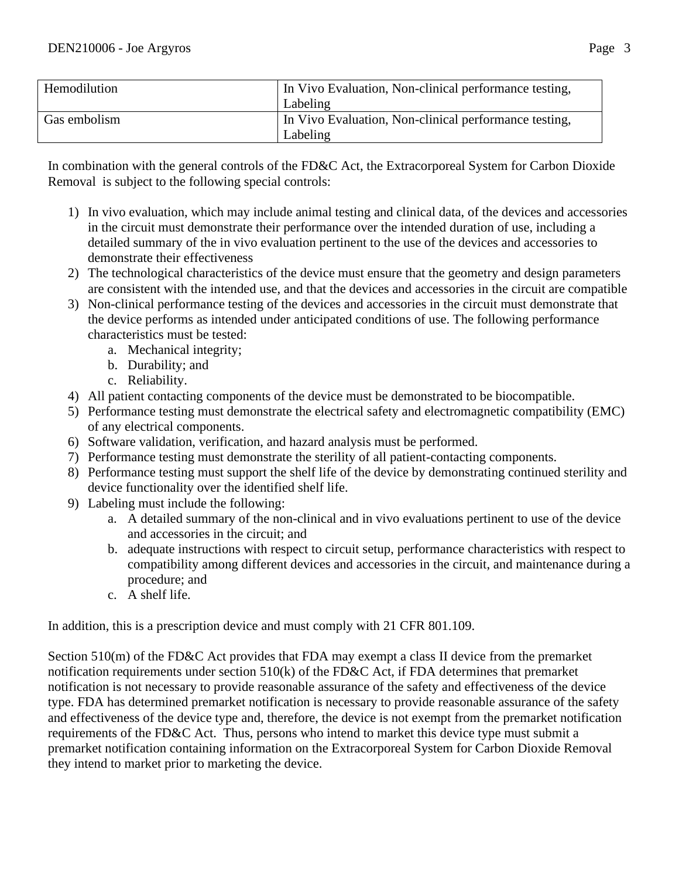| Hemodilution | In Vivo Evaluation, Non-clinical performance testing, Labeling |
| --- | --- |
| Gas embolism | In Vivo Evaluation, Non-clinical performance testing, Labeling |

In combination with the general controls of the FD&C Act, the Extracorporeal System for Carbon Dioxide Removal is subject to the following special controls:

1) In vivo evaluation, which may include animal testing and clinical data, of the devices and accessories in the circuit must demonstrate their performance over the intended duration of use, including a detailed summary of the in vivo evaluation pertinent to the use of the devices and accessories to demonstrate their effectiveness
2) The technological characteristics of the device must ensure that the geometry and design parameters are consistent with the intended use, and that the devices and accessories in the circuit are compatible
3) Non-clinical performance testing of the devices and accessories in the circuit must demonstrate that the device performs as intended under anticipated conditions of use. The following performance characteristics must be tested:
   a. Mechanical integrity;
   b. Durability; and
   c. Reliability.
4) All patient contacting components of the device must be demonstrated to be biocompatible.
5) Performance testing must demonstrate the electrical safety and electromagnetic compatibility (EMC) of any electrical components.
6) Software validation, verification, and hazard analysis must be performed.
7) Performance testing must demonstrate the sterility of all patient-contacting components.
8) Performance testing must support the shelf life of the device by demonstrating continued sterility and device functionality over the identified shelf life.
9) Labeling must include the following:
   a. A detailed summary of the non-clinical and in vivo evaluations pertinent to use of the device and accessories in the circuit; and
   b. adequate instructions with respect to circuit setup, performance characteristics with respect to compatibility among different devices and accessories in the circuit, and maintenance during a procedure; and
   c. A shelf life.

In addition, this is a prescription device and must comply with 21 CFR 801.109.

Section 510(m) of the FD&C Act provides that FDA may exempt a class II device from the premarket notification requirements under section 510(k) of the FD&C Act, if FDA determines that premarket notification is not necessary to provide reasonable assurance of the safety and effectiveness of the device type. FDA has determined premarket notification is necessary to provide reasonable assurance of the safety and effectiveness of the device type and, therefore, the device is not exempt from the premarket notification requirements of the FD&C Act. Thus, persons who intend to market this device type must submit a premarket notification containing information on the Extracorporeal System for Carbon Dioxide Removal they intend to market prior to marketing the device.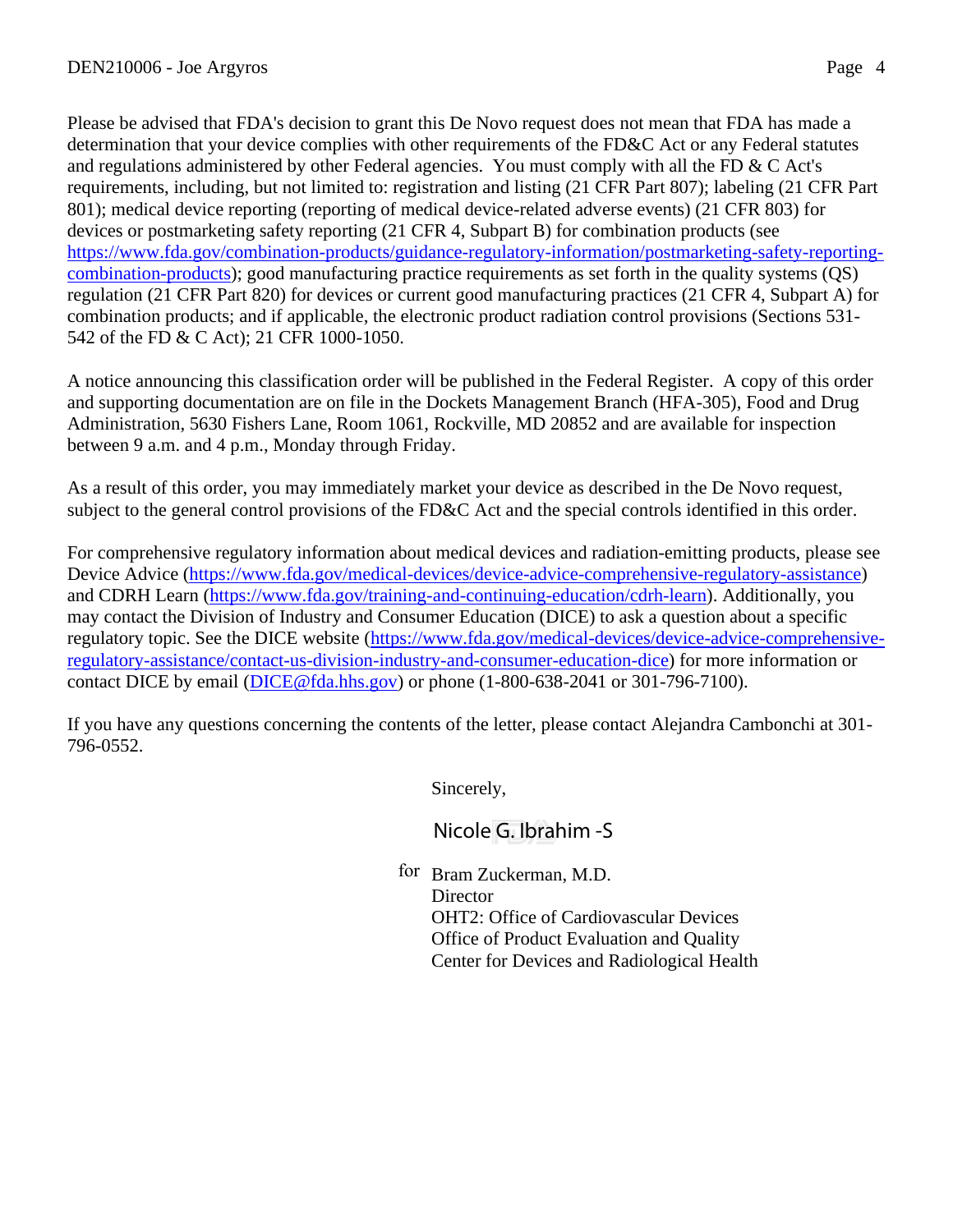Please be advised that FDA's decision to grant this De Novo request does not mean that FDA has made a determination that your device complies with other requirements of the FD&C Act or any Federal statutes and regulations administered by other Federal agencies. You must comply with all the FD & C Act's requirements, including, but not limited to: registration and listing (21 CFR Part 807); labeling (21 CFR Part 801); medical device reporting (reporting of medical device-related adverse events) (21 CFR 803) for devices or postmarketing safety reporting (21 CFR 4, Subpart B) for combination products (see https://www.fda.gov/combination-products/guidance-regulatory-information/postmarketing-safety-reporting-combination-products); good manufacturing practice requirements as set forth in the quality systems (QS) regulation (21 CFR Part 820) for devices or current good manufacturing practices (21 CFR 4, Subpart A) for combination products; and if applicable, the electronic product radiation control provisions (Sections 531-542 of the FD & C Act); 21 CFR 1000-1050.

A notice announcing this classification order will be published in the Federal Register. A copy of this order and supporting documentation are on file in the Dockets Management Branch (HFA-305), Food and Drug Administration, 5630 Fishers Lane, Room 1061, Rockville, MD 20852 and are available for inspection between 9 a.m. and 4 p.m., Monday through Friday.

As a result of this order, you may immediately market your device as described in the De Novo request, subject to the general control provisions of the FD&C Act and the special controls identified in this order.

For comprehensive regulatory information about medical devices and radiation-emitting products, please see Device Advice (https://www.fda.gov/medical-devices/device-advice-comprehensive-regulatory-assistance) and CDRH Learn (https://www.fda.gov/training-and-continuing-education/cdrh-learn). Additionally, you may contact the Division of Industry and Consumer Education (DICE) to ask a question about a specific regulatory topic. See the DICE website (https://www.fda.gov/medical-devices/device-advice-comprehensive-regulatory-assistance/contact-us-division-industry-and-consumer-education-dice) for more information or contact DICE by email (DICE@fda.hhs.gov) or phone (1-800-638-2041 or 301-796-7100).

If you have any questions concerning the contents of the letter, please contact Alejandra Cambonchi at 301-796-0552.

Sincerely,

Nicole G. Ibrahim -S

for Bram Zuckerman, M.D.
Director
OHT2: Office of Cardiovascular Devices
Office of Product Evaluation and Quality
Center for Devices and Radiological Health